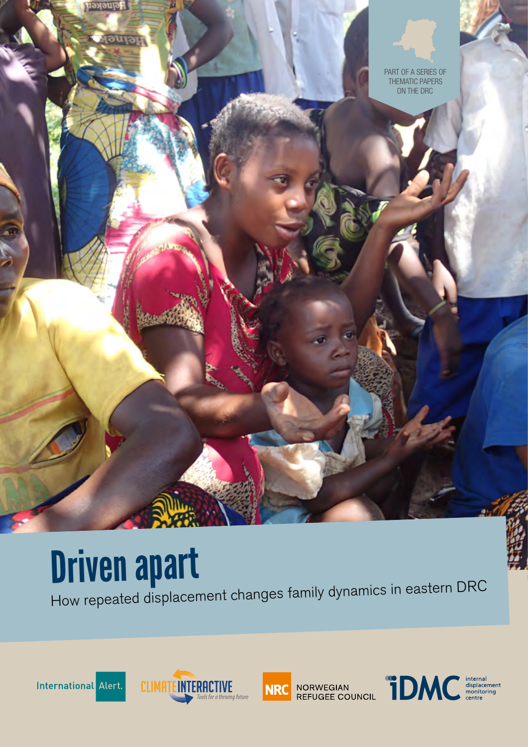PART OF A SERIES OF THEMATIC PAPERS ON THE DRC

# Driven apart

How repeated displacement changes family dynamics in eastern DRC

International Alert. CLIMATE INTERACTIVE Tools for a thriving future NRC NORWEGIAN REFUGEE COUNCIL iDMC internal displacement monitoring centre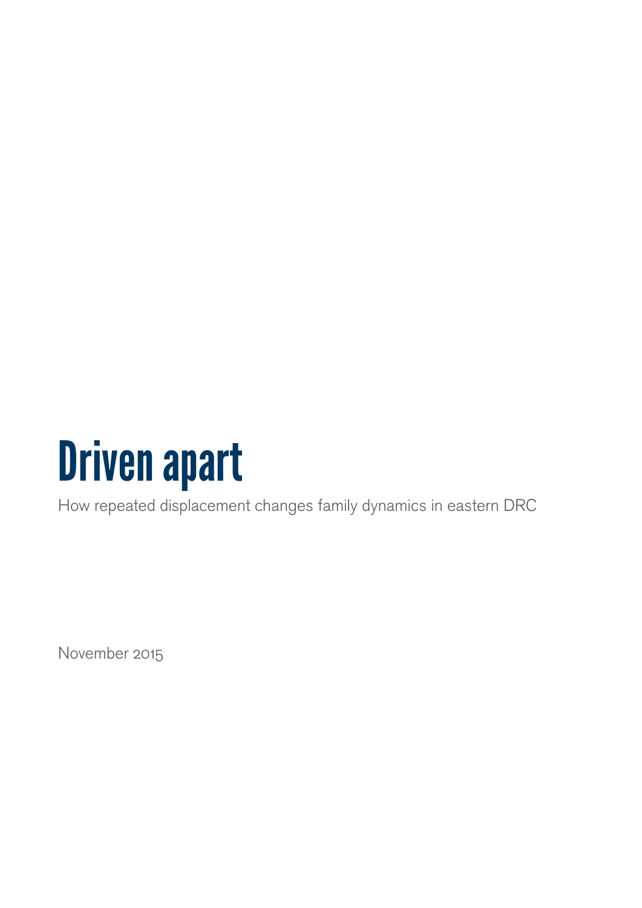# Driven apart

How repeated displacement changes family dynamics in eastern DRC

November 2015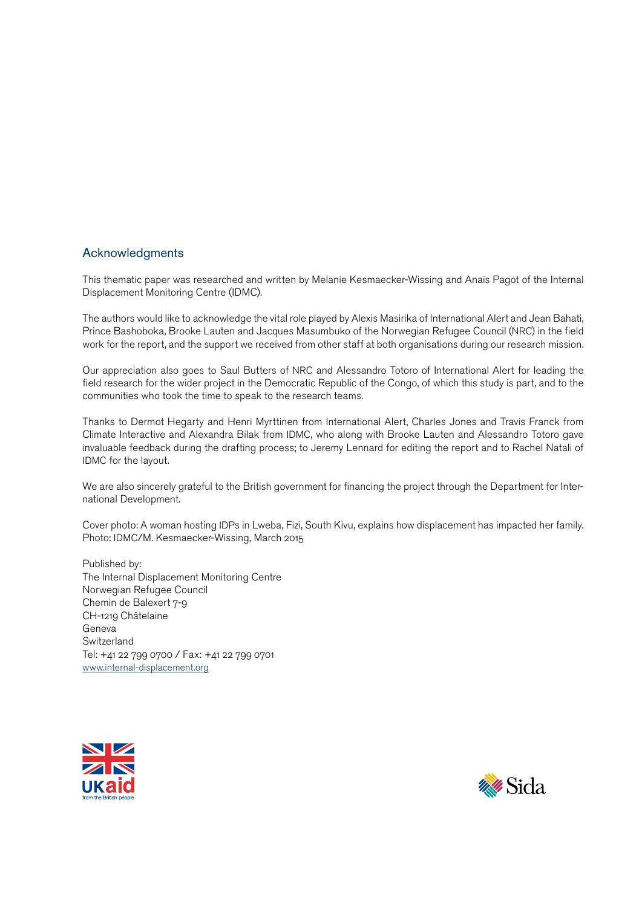## Acknowledgments

This thematic paper was researched and written by Melanie Kesmaecker-Wissing and Anaïs Pagot of the Internal Displacement Monitoring Centre (IDMC).

The authors would like to acknowledge the vital role played by Alexis Masirika of International Alert and Jean Bahati, Prince Bashoboka, Brooke Lauten and Jacques Masumbuko of the Norwegian Refugee Council (NRC) in the field work for the report, and the support we received from other staff at both organisations during our research mission.

Our appreciation also goes to Saul Butters of NRC and Alessandro Totoro of International Alert for leading the field research for the wider project in the Democratic Republic of the Congo, of which this study is part, and to the communities who took the time to speak to the research teams.

Thanks to Dermot Hegarty and Henri Myrttinen from International Alert, Charles Jones and Travis Franck from Climate Interactive and Alexandra Bilak from IDMC, who along with Brooke Lauten and Alessandro Totoro gave invaluable feedback during the drafting process; to Jeremy Lennard for editing the report and to Rachel Natali of IDMC for the layout.

We are also sincerely grateful to the British government for financing the project through the Department for International Development.

Cover photo: A woman hosting IDPs in Lweba, Fizi, South Kivu, explains how displacement has impacted her family.
Photo: IDMC/M. Kesmaecker-Wissing, March 2015

Published by:
The Internal Displacement Monitoring Centre
Norwegian Refugee Council
Chemin de Balexert 7-9
CH-1219 Châtelaine
Geneva
Switzerland
Tel: +41 22 799 0700 / Fax: +41 22 799 0701
www.internal-displacement.org

UKaid from the British people

Sida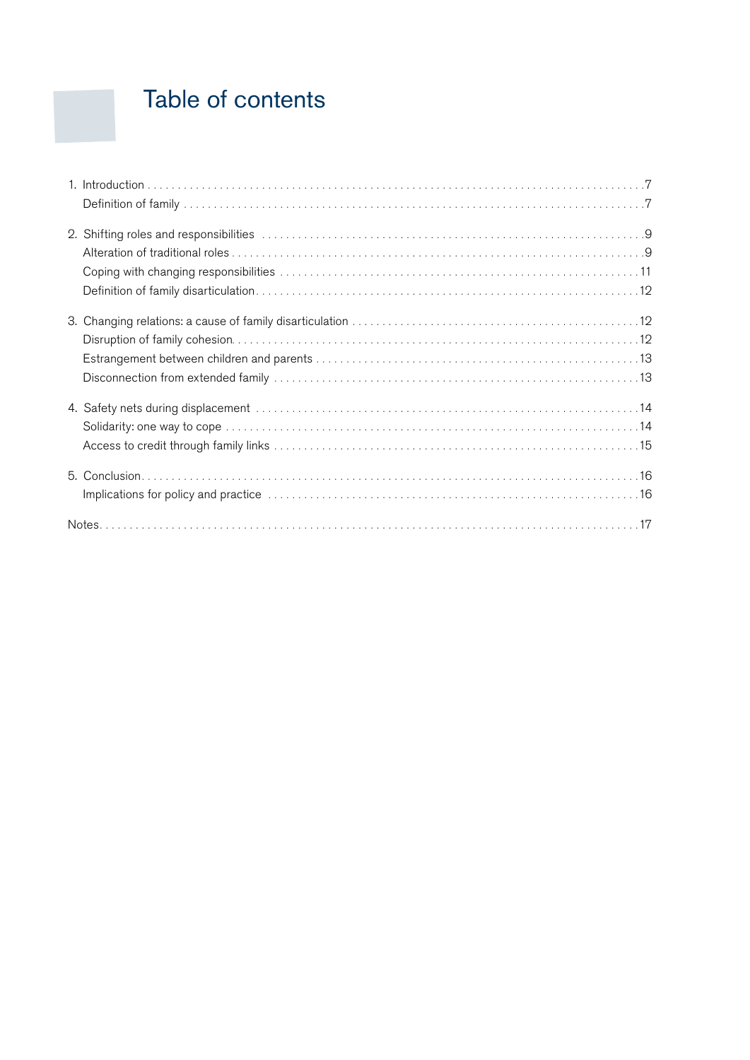# Table of contents

1. Introduction . . . . . 7
   - Definition of family . . . . . 7
2. Shifting roles and responsibilities . . . . . 9
   - Alteration of traditional roles . . . . . 9
   - Coping with changing responsibilities . . . . . 11
   - Definition of family disarticulation . . . . . 12
3. Changing relations: a cause of family disarticulation . . . . . 12
   - Disruption of family cohesion . . . . . 12
   - Estrangement between children and parents . . . . . 13
   - Disconnection from extended family . . . . . 13
4. Safety nets during displacement . . . . . 14
   - Solidarity: one way to cope . . . . . 14
   - Access to credit through family links . . . . . 15
5. Conclusion . . . . . 16
   - Implications for policy and practice . . . . . 16

Notes . . . . . 17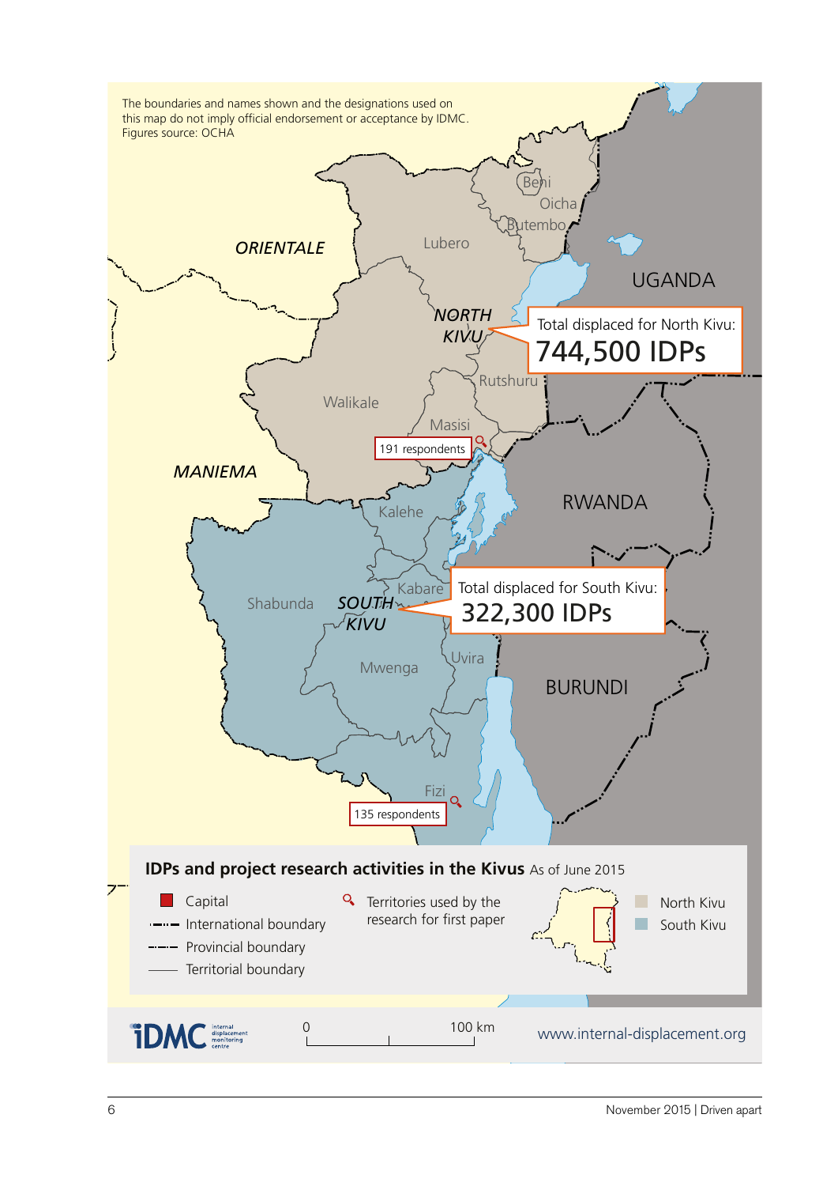The boundaries and names shown and the designations used on this map do not imply official endorsement or acceptance by IDMC.
Figures source: OCHA

ORIENTALE

UGANDA

NORTH KIVU

Beni

Oicha

Butembo

Lubero

Total displaced for North Kivu:
**744,500 IDPs**

Rutshuru

Walikale

Masisi

191 respondents

MANIEMA

RWANDA

Kalehe

Kabare

Shabunda

SOUTH KIVU

Total displaced for South Kivu:
**322,300 IDPs**

Uvira

Mwenga

BURUNDI

Fizi

135 respondents

**IDPs and project research activities in the Kivus** As of June 2015

- Capital
- International boundary
- Provincial boundary
- Territorial boundary
- Territories used by the research for first paper
- North Kivu
- South Kivu

0 — 100 km

iDMC internal displacement monitoring centre

www.internal-displacement.org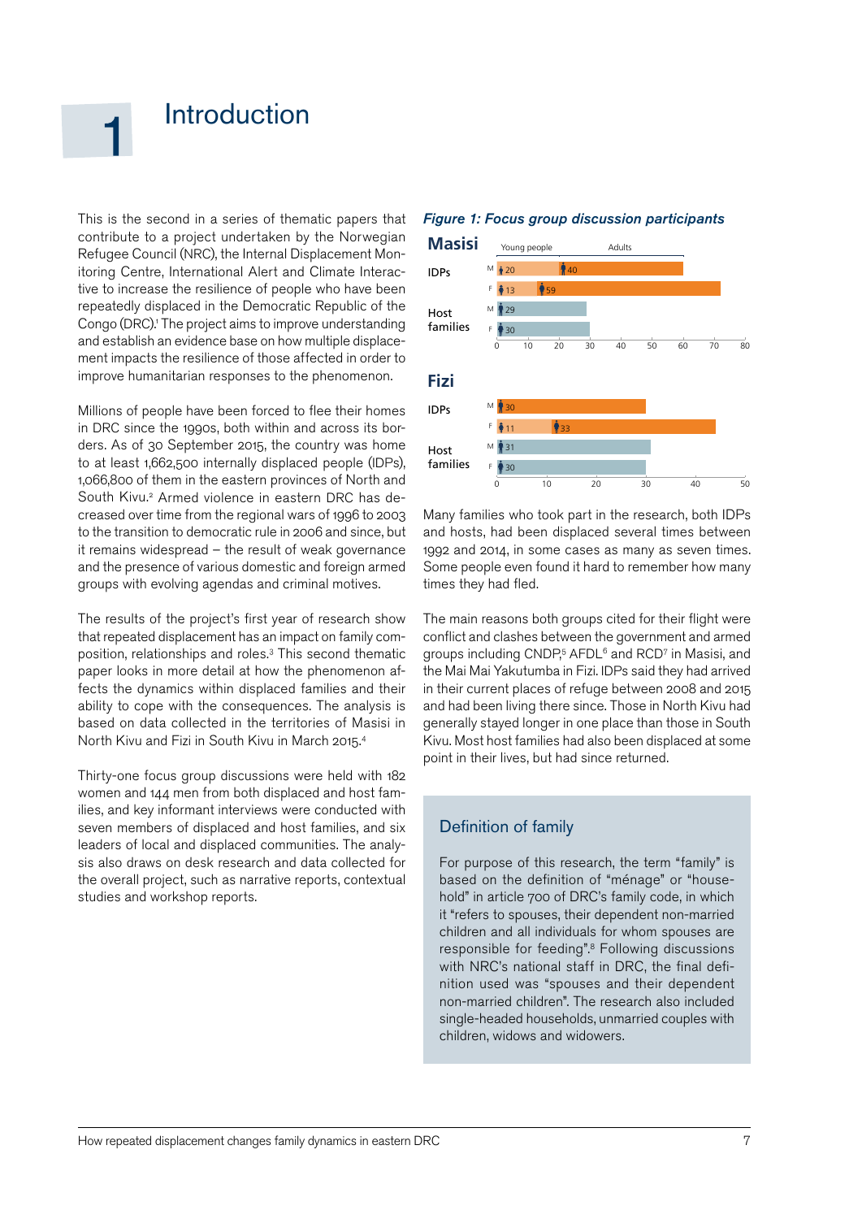# 1 Introduction

This is the second in a series of thematic papers that contribute to a project undertaken by the Norwegian Refugee Council (NRC), the Internal Displacement Monitoring Centre, International Alert and Climate Interactive to increase the resilience of people who have been repeatedly displaced in the Democratic Republic of the Congo (DRC).[1] The project aims to improve understanding and establish an evidence base on how multiple displacement impacts the resilience of those affected in order to improve humanitarian responses to the phenomenon.

Millions of people have been forced to flee their homes in DRC since the 1990s, both within and across its borders. As of 30 September 2015, the country was home to at least 1,662,500 internally displaced people (IDPs), 1,066,800 of them in the eastern provinces of North and South Kivu.[2] Armed violence in eastern DRC has decreased over time from the regional wars of 1996 to 2003 to the transition to democratic rule in 2006 and since, but it remains widespread – the result of weak governance and the presence of various domestic and foreign armed groups with evolving agendas and criminal motives.

The results of the project's first year of research show that repeated displacement has an impact on family composition, relationships and roles.[3] This second thematic paper looks in more detail at how the phenomenon affects the dynamics within displaced families and their ability to cope with the consequences. The analysis is based on data collected in the territories of Masisi in North Kivu and Fizi in South Kivu in March 2015.[4]

Thirty-one focus group discussions were held with 182 women and 144 men from both displaced and host families, and key informant interviews were conducted with seven members of displaced and host families, and six leaders of local and displaced communities. The analysis also draws on desk research and data collected for the overall project, such as narrative reports, contextual studies and workshop reports.

*Figure 1: Focus group discussion participants*

| Territory | Group | Sex | Young people | Adults |
|---|---|---|---|---|
| Masisi | IDPs | M | 20 | 40 |
| | | F | 13 | 59 |
| | Host families | M | | 29 |
| | | F | | 30 |
| Fizi | IDPs | M | | 30 |
| | | F | 11 | 33 |
| | Host families | M | | 31 |
| | | F | | 30 |

Many families who took part in the research, both IDPs and hosts, had been displaced several times between 1992 and 2014, in some cases as many as seven times. Some people even found it hard to remember how many times they had fled.

The main reasons both groups cited for their flight were conflict and clashes between the government and armed groups including CNDP,[5] AFDL[6] and RCD[7] in Masisi, and the Mai Mai Yakutumba in Fizi. IDPs said they had arrived in their current places of refuge between 2008 and 2015 and had been living there since. Those in North Kivu had generally stayed longer in one place than those in South Kivu. Most host families had also been displaced at some point in their lives, but had since returned.

## Definition of family

For purpose of this research, the term "family" is based on the definition of "ménage" or "household" in article 700 of DRC's family code, in which it "refers to spouses, their dependent non-married children and all individuals for whom spouses are responsible for feeding".[8] Following discussions with NRC's national staff in DRC, the final definition used was "spouses and their dependent non-married children". The research also included single-headed households, unmarried couples with children, widows and widowers.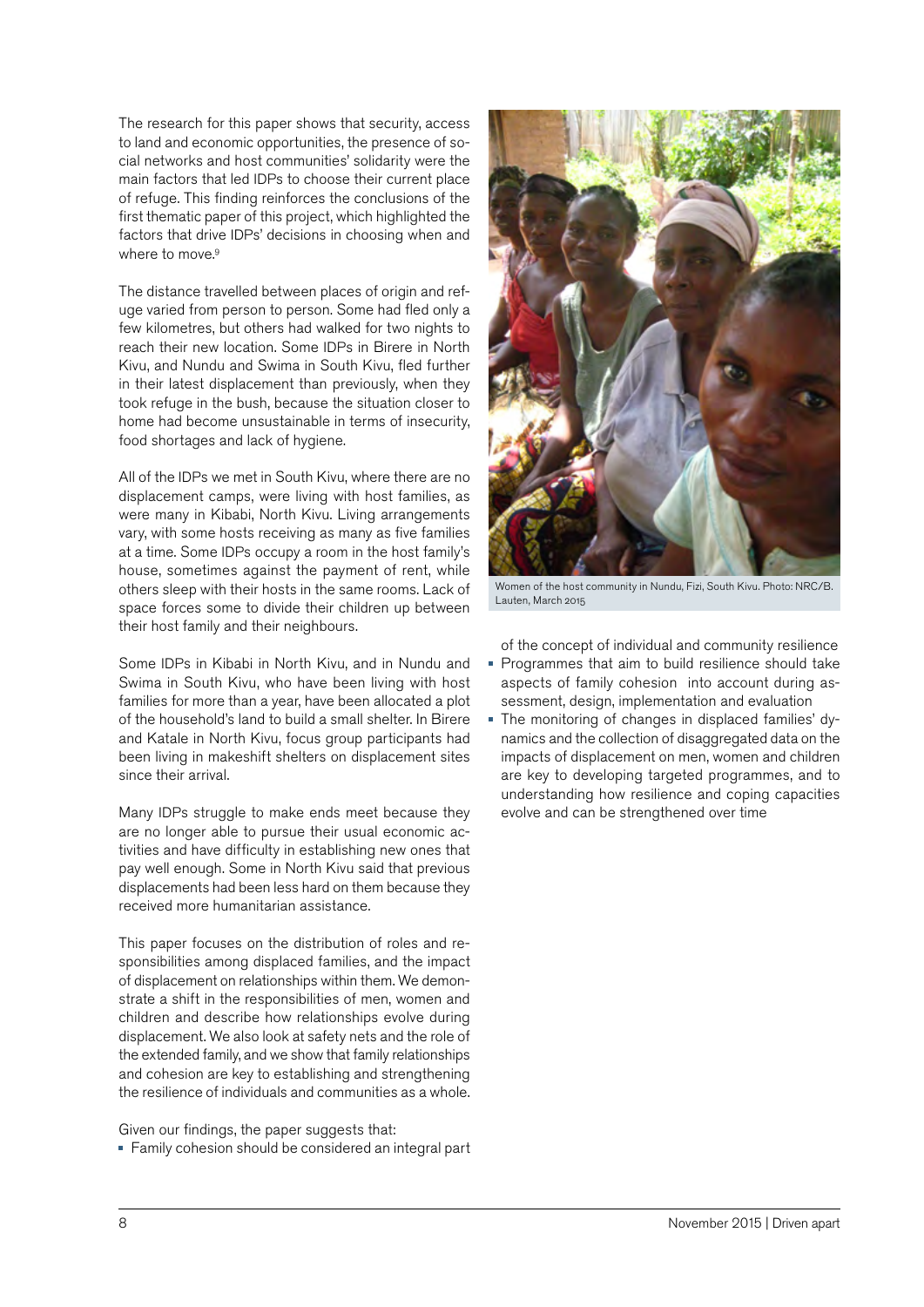The research for this paper shows that security, access to land and economic opportunities, the presence of social networks and host communities' solidarity were the main factors that led IDPs to choose their current place of refuge. This finding reinforces the conclusions of the first thematic paper of this project, which highlighted the factors that drive IDPs' decisions in choosing when and where to move.[9]

The distance travelled between places of origin and refuge varied from person to person. Some had fled only a few kilometres, but others had walked for two nights to reach their new location. Some IDPs in Birere in North Kivu, and Nundu and Swima in South Kivu, fled further in their latest displacement than previously, when they took refuge in the bush, because the situation closer to home had become unsustainable in terms of insecurity, food shortages and lack of hygiene.

All of the IDPs we met in South Kivu, where there are no displacement camps, were living with host families, as were many in Kibabi, North Kivu. Living arrangements vary, with some hosts receiving as many as five families at a time. Some IDPs occupy a room in the host family's house, sometimes against the payment of rent, while others sleep with their hosts in the same rooms. Lack of space forces some to divide their children up between their host family and their neighbours.

Some IDPs in Kibabi in North Kivu, and in Nundu and Swima in South Kivu, who have been living with host families for more than a year, have been allocated a plot of the household's land to build a small shelter. In Birere and Katale in North Kivu, focus group participants had been living in makeshift shelters on displacement sites since their arrival.

Many IDPs struggle to make ends meet because they are no longer able to pursue their usual economic activities and have difficulty in establishing new ones that pay well enough. Some in North Kivu said that previous displacements had been less hard on them because they received more humanitarian assistance.

This paper focuses on the distribution of roles and responsibilities among displaced families, and the impact of displacement on relationships within them. We demonstrate a shift in the responsibilities of men, women and children and describe how relationships evolve during displacement. We also look at safety nets and the role of the extended family, and we show that family relationships and cohesion are key to establishing and strengthening the resilience of individuals and communities as a whole.

Given our findings, the paper suggests that:

- Family cohesion should be considered an integral part of the concept of individual and community resilience
- Programmes that aim to build resilience should take aspects of family cohesion into account during assessment, design, implementation and evaluation
- The monitoring of changes in displaced families' dynamics and the collection of disaggregated data on the impacts of displacement on men, women and children are key to developing targeted programmes, and to understanding how resilience and coping capacities evolve and can be strengthened over time

Women of the host community in Nundu, Fizi, South Kivu. Photo: NRC/B. Lauten, March 2015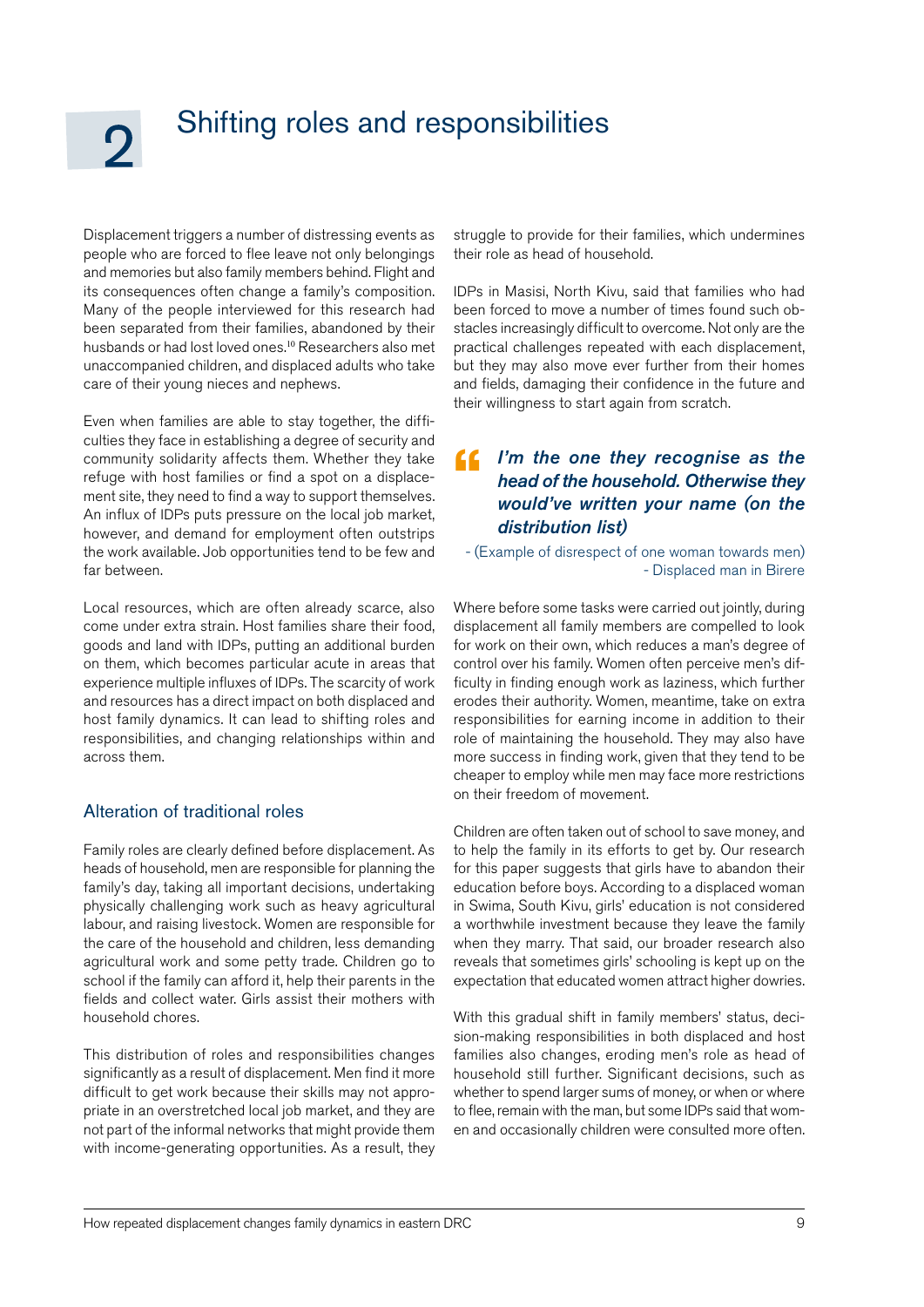# 2 Shifting roles and responsibilities

Displacement triggers a number of distressing events as people who are forced to flee leave not only belongings and memories but also family members behind. Flight and its consequences often change a family's composition. Many of the people interviewed for this research had been separated from their families, abandoned by their husbands or had lost loved ones.[10] Researchers also met unaccompanied children, and displaced adults who take care of their young nieces and nephews.

Even when families are able to stay together, the difficulties they face in establishing a degree of security and community solidarity affects them. Whether they take refuge with host families or find a spot on a displacement site, they need to find a way to support themselves. An influx of IDPs puts pressure on the local job market, however, and demand for employment often outstrips the work available. Job opportunities tend to be few and far between.

Local resources, which are often already scarce, also come under extra strain. Host families share their food, goods and land with IDPs, putting an additional burden on them, which becomes particular acute in areas that experience multiple influxes of IDPs. The scarcity of work and resources has a direct impact on both displaced and host family dynamics. It can lead to shifting roles and responsibilities, and changing relationships within and across them.

## Alteration of traditional roles

Family roles are clearly defined before displacement. As heads of household, men are responsible for planning the family's day, taking all important decisions, undertaking physically challenging work such as heavy agricultural labour, and raising livestock. Women are responsible for the care of the household and children, less demanding agricultural work and some petty trade. Children go to school if the family can afford it, help their parents in the fields and collect water. Girls assist their mothers with household chores.

This distribution of roles and responsibilities changes significantly as a result of displacement. Men find it more difficult to get work because their skills may not appropriate in an overstretched local job market, and they are not part of the informal networks that might provide them with income-generating opportunities. As a result, they struggle to provide for their families, which undermines their role as head of household.

IDPs in Masisi, North Kivu, said that families who had been forced to move a number of times found such obstacles increasingly difficult to overcome. Not only are the practical challenges repeated with each displacement, but they may also move ever further from their homes and fields, damaging their confidence in the future and their willingness to start again from scratch.

> ***I'm the one they recognise as the head of the household. Otherwise they would've written your name (on the distribution list)***
>
> - (Example of disrespect of one woman towards men) - Displaced man in Birere

Where before some tasks were carried out jointly, during displacement all family members are compelled to look for work on their own, which reduces a man's degree of control over his family. Women often perceive men's difficulty in finding enough work as laziness, which further erodes their authority. Women, meantime, take on extra responsibilities for earning income in addition to their role of maintaining the household. They may also have more success in finding work, given that they tend to be cheaper to employ while men may face more restrictions on their freedom of movement.

Children are often taken out of school to save money, and to help the family in its efforts to get by. Our research for this paper suggests that girls have to abandon their education before boys. According to a displaced woman in Swima, South Kivu, girls' education is not considered a worthwhile investment because they leave the family when they marry. That said, our broader research also reveals that sometimes girls' schooling is kept up on the expectation that educated women attract higher dowries.

With this gradual shift in family members' status, decision-making responsibilities in both displaced and host families also changes, eroding men's role as head of household still further. Significant decisions, such as whether to spend larger sums of money, or when or where to flee, remain with the man, but some IDPs said that women and occasionally children were consulted more often.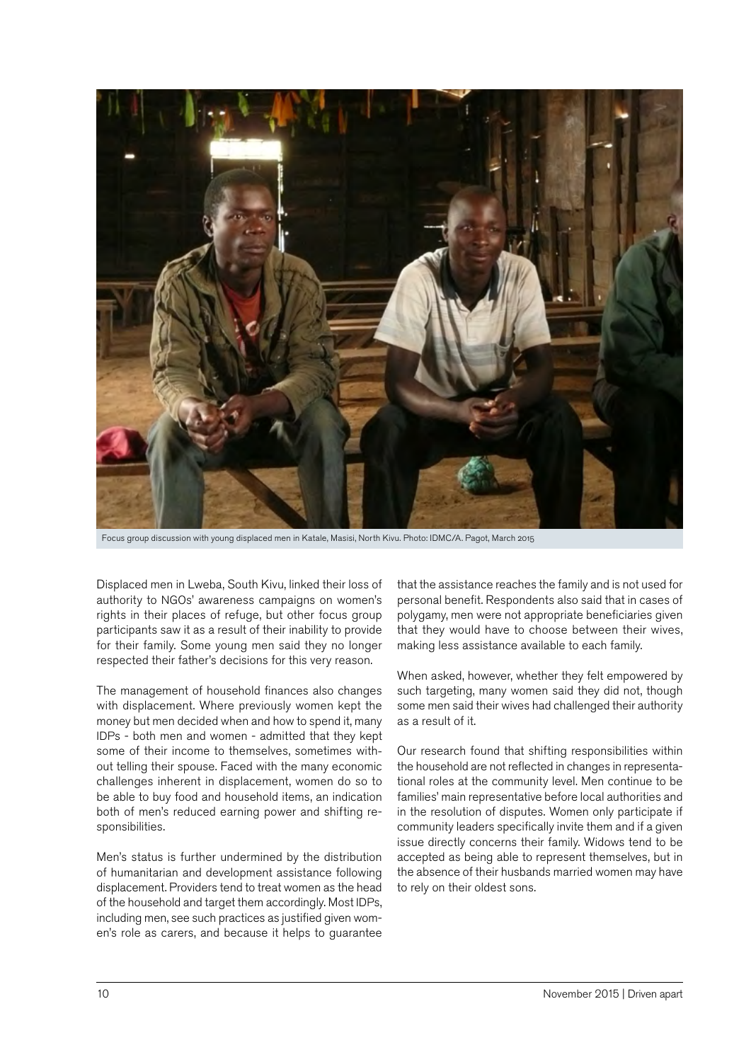Focus group discussion with young displaced men in Katale, Masisi, North Kivu. Photo: IDMC/A. Pagot, March 2015

Displaced men in Lweba, South Kivu, linked their loss of authority to NGOs' awareness campaigns on women's rights in their places of refuge, but other focus group participants saw it as a result of their inability to provide for their family. Some young men said they no longer respected their father's decisions for this very reason.

The management of household finances also changes with displacement. Where previously women kept the money but men decided when and how to spend it, many IDPs - both men and women - admitted that they kept some of their income to themselves, sometimes without telling their spouse. Faced with the many economic challenges inherent in displacement, women do so to be able to buy food and household items, an indication both of men's reduced earning power and shifting responsibilities.

Men's status is further undermined by the distribution of humanitarian and development assistance following displacement. Providers tend to treat women as the head of the household and target them accordingly. Most IDPs, including men, see such practices as justified given women's role as carers, and because it helps to guarantee that the assistance reaches the family and is not used for personal benefit. Respondents also said that in cases of polygamy, men were not appropriate beneficiaries given that they would have to choose between their wives, making less assistance available to each family.

When asked, however, whether they felt empowered by such targeting, many women said they did not, though some men said their wives had challenged their authority as a result of it.

Our research found that shifting responsibilities within the household are not reflected in changes in representational roles at the community level. Men continue to be families' main representative before local authorities and in the resolution of disputes. Women only participate if community leaders specifically invite them and if a given issue directly concerns their family. Widows tend to be accepted as being able to represent themselves, but in the absence of their husbands married women may have to rely on their oldest sons.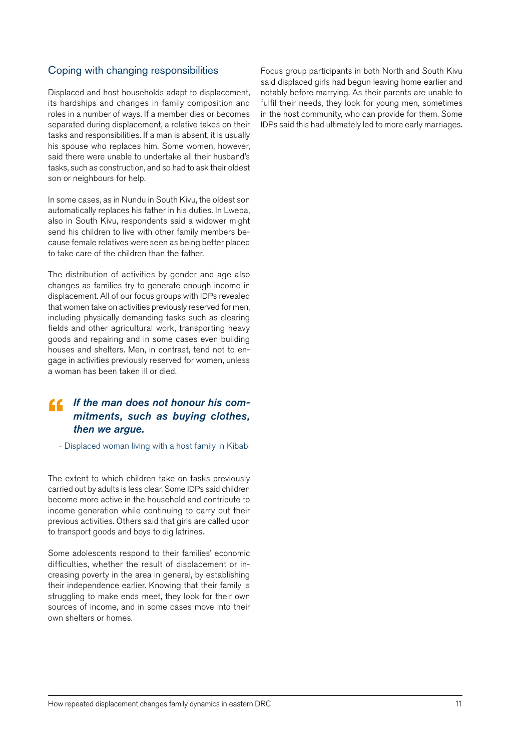## Coping with changing responsibilities

Displaced and host households adapt to displacement, its hardships and changes in family composition and roles in a number of ways. If a member dies or becomes separated during displacement, a relative takes on their tasks and responsibilities. If a man is absent, it is usually his spouse who replaces him. Some women, however, said there were unable to undertake all their husband's tasks, such as construction, and so had to ask their oldest son or neighbours for help.

In some cases, as in Nundu in South Kivu, the oldest son automatically replaces his father in his duties. In Lweba, also in South Kivu, respondents said a widower might send his children to live with other family members because female relatives were seen as being better placed to take care of the children than the father.

The distribution of activities by gender and age also changes as families try to generate enough income in displacement. All of our focus groups with IDPs revealed that women take on activities previously reserved for men, including physically demanding tasks such as clearing fields and other agricultural work, transporting heavy goods and repairing and in some cases even building houses and shelters. Men, in contrast, tend not to engage in activities previously reserved for women, unless a woman has been taken ill or died.

> ***If the man does not honour his commitments, such as buying clothes, then we argue.***
>
> \- Displaced woman living with a host family in Kibabi

The extent to which children take on tasks previously carried out by adults is less clear. Some IDPs said children become more active in the household and contribute to income generation while continuing to carry out their previous activities. Others said that girls are called upon to transport goods and boys to dig latrines.

Some adolescents respond to their families' economic difficulties, whether the result of displacement or increasing poverty in the area in general, by establishing their independence earlier. Knowing that their family is struggling to make ends meet, they look for their own sources of income, and in some cases move into their own shelters or homes.

Focus group participants in both North and South Kivu said displaced girls had begun leaving home earlier and notably before marrying. As their parents are unable to fulfil their needs, they look for young men, sometimes in the host community, who can provide for them. Some IDPs said this had ultimately led to more early marriages.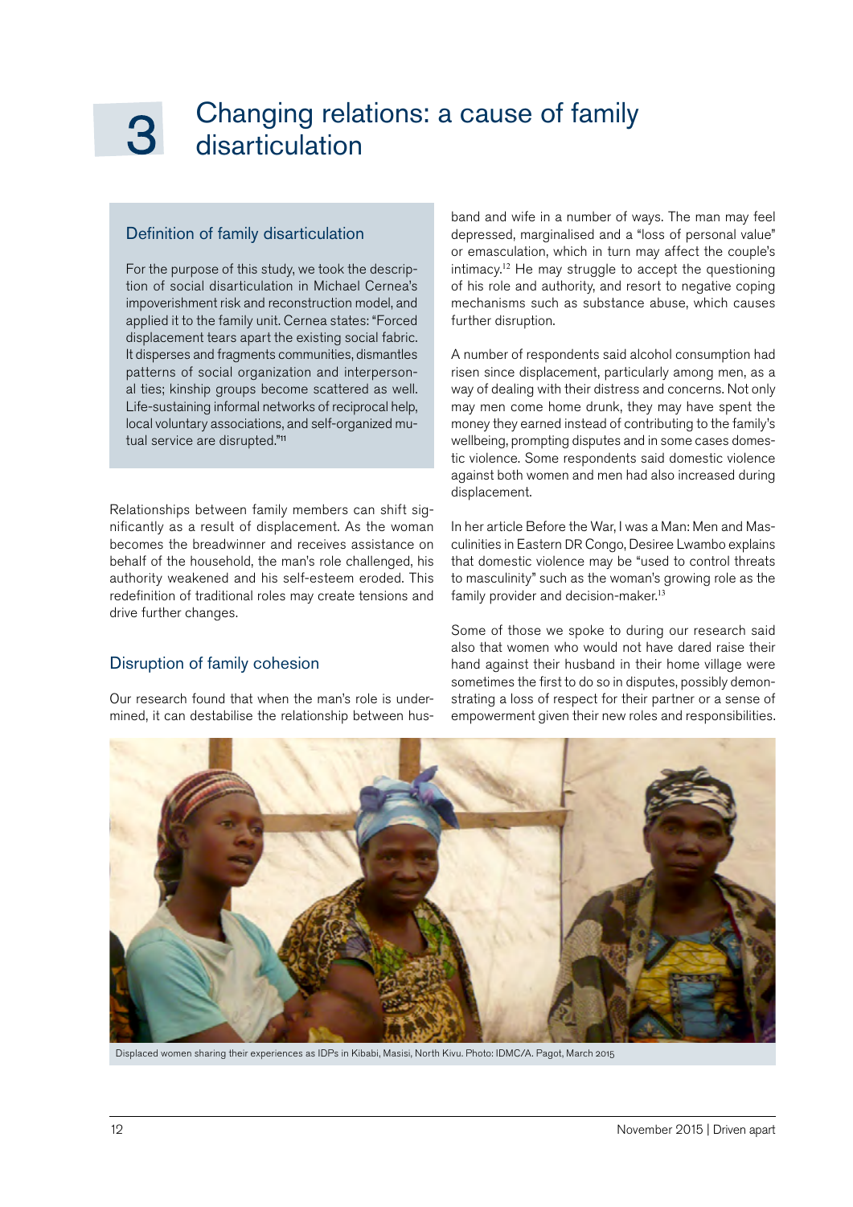# 3 Changing relations: a cause of family disarticulation

### Definition of family disarticulation

For the purpose of this study, we took the description of social disarticulation in Michael Cernea's impoverishment risk and reconstruction model, and applied it to the family unit. Cernea states: "Forced displacement tears apart the existing social fabric. It disperses and fragments communities, dismantles patterns of social organization and interpersonal ties; kinship groups become scattered as well. Life-sustaining informal networks of reciprocal help, local voluntary associations, and self-organized mutual service are disrupted."[11]

Relationships between family members can shift significantly as a result of displacement. As the woman becomes the breadwinner and receives assistance on behalf of the household, the man's role challenged, his authority weakened and his self-esteem eroded. This redefinition of traditional roles may create tensions and drive further changes.

## Disruption of family cohesion

Our research found that when the man's role is undermined, it can destabilise the relationship between husband and wife in a number of ways. The man may feel depressed, marginalised and a "loss of personal value" or emasculation, which in turn may affect the couple's intimacy.[12] He may struggle to accept the questioning of his role and authority, and resort to negative coping mechanisms such as substance abuse, which causes further disruption.

A number of respondents said alcohol consumption had risen since displacement, particularly among men, as a way of dealing with their distress and concerns. Not only may men come home drunk, they may have spent the money they earned instead of contributing to the family's wellbeing, prompting disputes and in some cases domestic violence. Some respondents said domestic violence against both women and men had also increased during displacement.

In her article Before the War, I was a Man: Men and Masculinities in Eastern DR Congo, Desiree Lwambo explains that domestic violence may be "used to control threats to masculinity" such as the woman's growing role as the family provider and decision-maker.[13]

Some of those we spoke to during our research said also that women who would not have dared raise their hand against their husband in their home village were sometimes the first to do so in disputes, possibly demonstrating a loss of respect for their partner or a sense of empowerment given their new roles and responsibilities.

Displaced women sharing their experiences as IDPs in Kibabi, Masisi, North Kivu. Photo: IDMC/A. Pagot, March 2015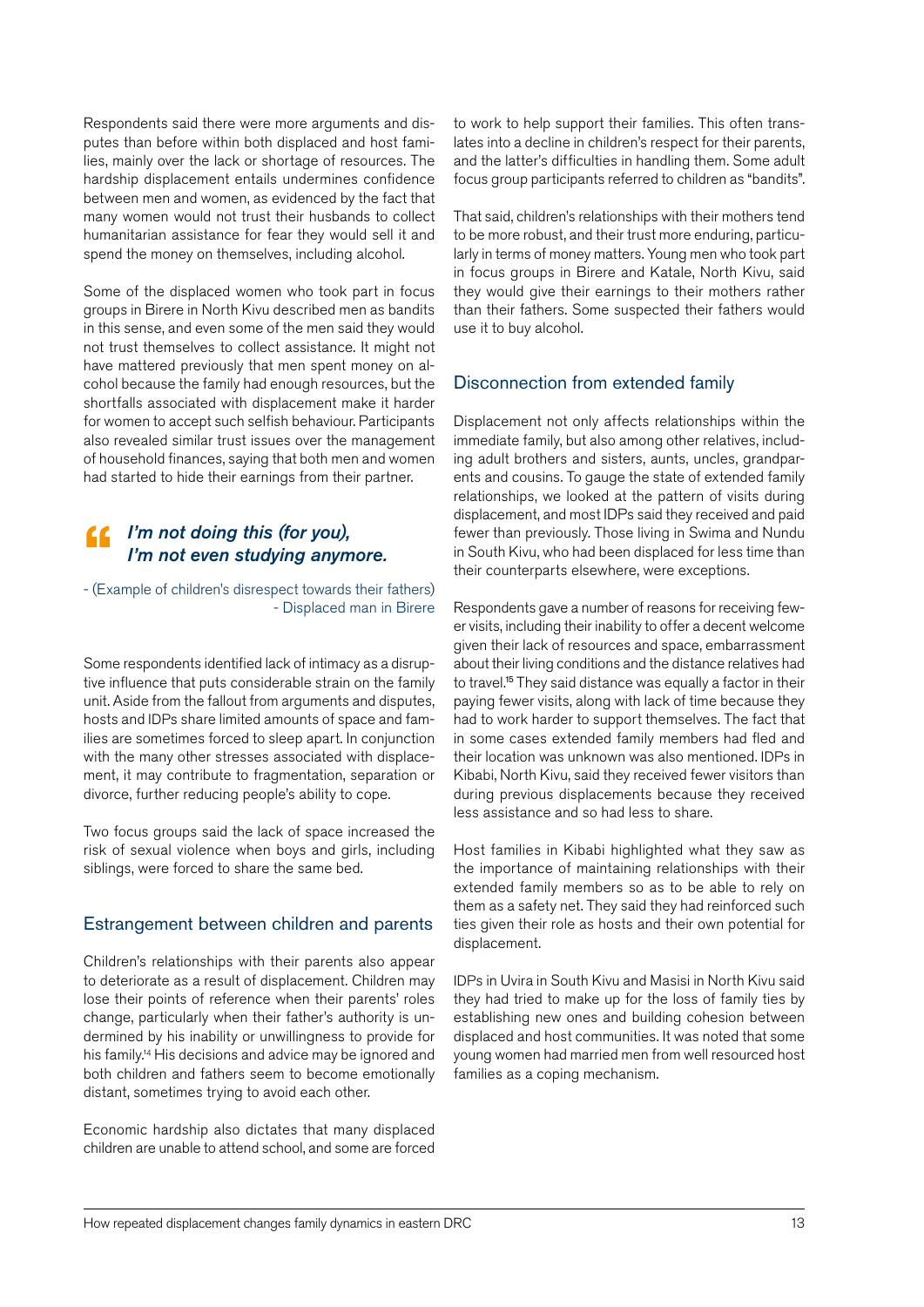Respondents said there were more arguments and disputes than before within both displaced and host families, mainly over the lack or shortage of resources. The hardship displacement entails undermines confidence between men and women, as evidenced by the fact that many women would not trust their husbands to collect humanitarian assistance for fear they would sell it and spend the money on themselves, including alcohol.

Some of the displaced women who took part in focus groups in Birere in North Kivu described men as bandits in this sense, and even some of the men said they would not trust themselves to collect assistance. It might not have mattered previously that men spent money on alcohol because the family had enough resources, but the shortfalls associated with displacement make it harder for women to accept such selfish behaviour. Participants also revealed similar trust issues over the management of household finances, saying that both men and women had started to hide their earnings from their partner.

> ***I'm not doing this (for you), I'm not even studying anymore.***
>
> - (Example of children's disrespect towards their fathers) - Displaced man in Birere

Some respondents identified lack of intimacy as a disruptive influence that puts considerable strain on the family unit. Aside from the fallout from arguments and disputes, hosts and IDPs share limited amounts of space and families are sometimes forced to sleep apart. In conjunction with the many other stresses associated with displacement, it may contribute to fragmentation, separation or divorce, further reducing people's ability to cope.

Two focus groups said the lack of space increased the risk of sexual violence when boys and girls, including siblings, were forced to share the same bed.

## Estrangement between children and parents

Children's relationships with their parents also appear to deteriorate as a result of displacement. Children may lose their points of reference when their parents' roles change, particularly when their father's authority is undermined by his inability or unwillingness to provide for his family.[14] His decisions and advice may be ignored and both children and fathers seem to become emotionally distant, sometimes trying to avoid each other.

Economic hardship also dictates that many displaced children are unable to attend school, and some are forced to work to help support their families. This often translates into a decline in children's respect for their parents, and the latter's difficulties in handling them. Some adult focus group participants referred to children as "bandits".

That said, children's relationships with their mothers tend to be more robust, and their trust more enduring, particularly in terms of money matters. Young men who took part in focus groups in Birere and Katale, North Kivu, said they would give their earnings to their mothers rather than their fathers. Some suspected their fathers would use it to buy alcohol.

## Disconnection from extended family

Displacement not only affects relationships within the immediate family, but also among other relatives, including adult brothers and sisters, aunts, uncles, grandparents and cousins. To gauge the state of extended family relationships, we looked at the pattern of visits during displacement, and most IDPs said they received and paid fewer than previously. Those living in Swima and Nundu in South Kivu, who had been displaced for less time than their counterparts elsewhere, were exceptions.

Respondents gave a number of reasons for receiving fewer visits, including their inability to offer a decent welcome given their lack of resources and space, embarrassment about their living conditions and the distance relatives had to travel.[15] They said distance was equally a factor in their paying fewer visits, along with lack of time because they had to work harder to support themselves. The fact that in some cases extended family members had fled and their location was unknown was also mentioned. IDPs in Kibabi, North Kivu, said they received fewer visitors than during previous displacements because they received less assistance and so had less to share.

Host families in Kibabi highlighted what they saw as the importance of maintaining relationships with their extended family members so as to be able to rely on them as a safety net. They said they had reinforced such ties given their role as hosts and their own potential for displacement.

IDPs in Uvira in South Kivu and Masisi in North Kivu said they had tried to make up for the loss of family ties by establishing new ones and building cohesion between displaced and host communities. It was noted that some young women had married men from well resourced host families as a coping mechanism.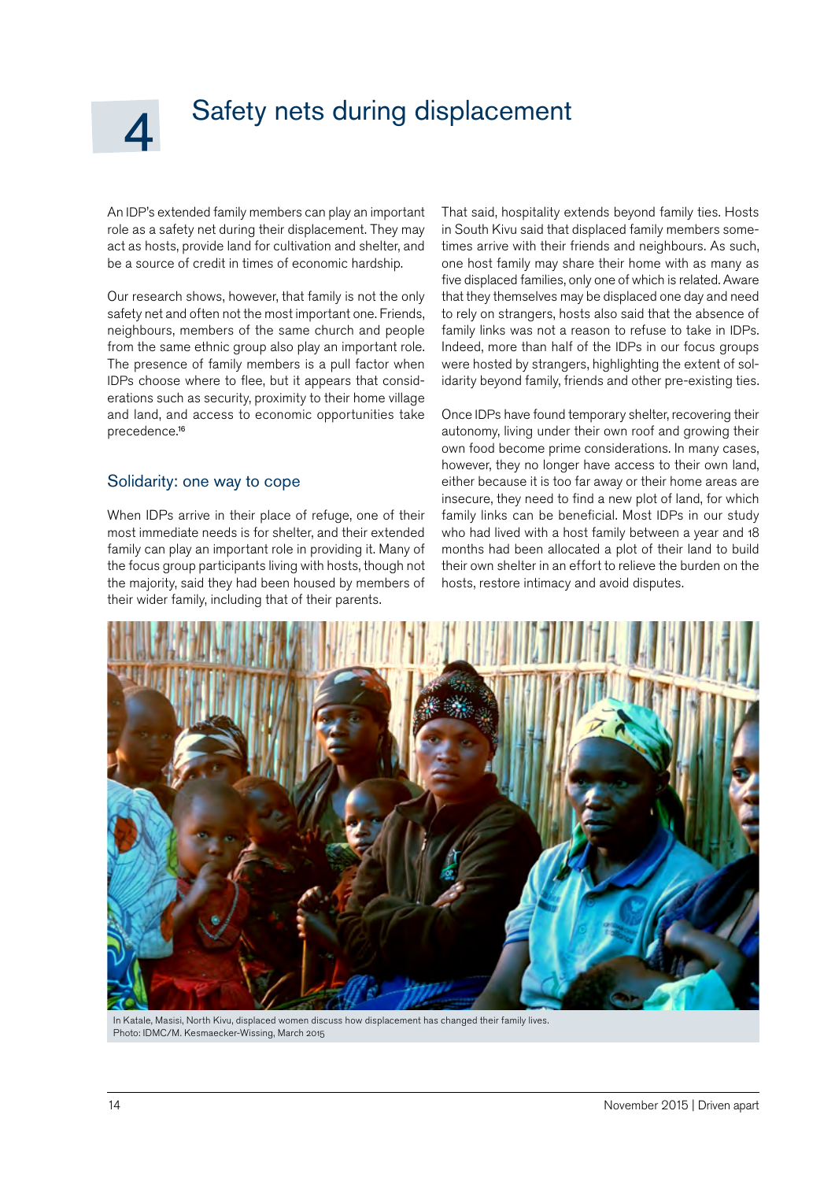# 4 Safety nets during displacement

An IDP's extended family members can play an important role as a safety net during their displacement. They may act as hosts, provide land for cultivation and shelter, and be a source of credit in times of economic hardship.

Our research shows, however, that family is not the only safety net and often not the most important one. Friends, neighbours, members of the same church and people from the same ethnic group also play an important role. The presence of family members is a pull factor when IDPs choose where to flee, but it appears that considerations such as security, proximity to their home village and land, and access to economic opportunities take precedence.[16]

## Solidarity: one way to cope

When IDPs arrive in their place of refuge, one of their most immediate needs is for shelter, and their extended family can play an important role in providing it. Many of the focus group participants living with hosts, though not the majority, said they had been housed by members of their wider family, including that of their parents.

That said, hospitality extends beyond family ties. Hosts in South Kivu said that displaced family members sometimes arrive with their friends and neighbours. As such, one host family may share their home with as many as five displaced families, only one of which is related. Aware that they themselves may be displaced one day and need to rely on strangers, hosts also said that the absence of family links was not a reason to refuse to take in IDPs. Indeed, more than half of the IDPs in our focus groups were hosted by strangers, highlighting the extent of solidarity beyond family, friends and other pre-existing ties.

Once IDPs have found temporary shelter, recovering their autonomy, living under their own roof and growing their own food become prime considerations. In many cases, however, they no longer have access to their own land, either because it is too far away or their home areas are insecure, they need to find a new plot of land, for which family links can be beneficial. Most IDPs in our study who had lived with a host family between a year and 18 months had been allocated a plot of their land to build their own shelter in an effort to relieve the burden on the hosts, restore intimacy and avoid disputes.

In Katale, Masisi, North Kivu, displaced women discuss how displacement has changed their family lives.
Photo: IDMC/M. Kesmaecker-Wissing, March 2015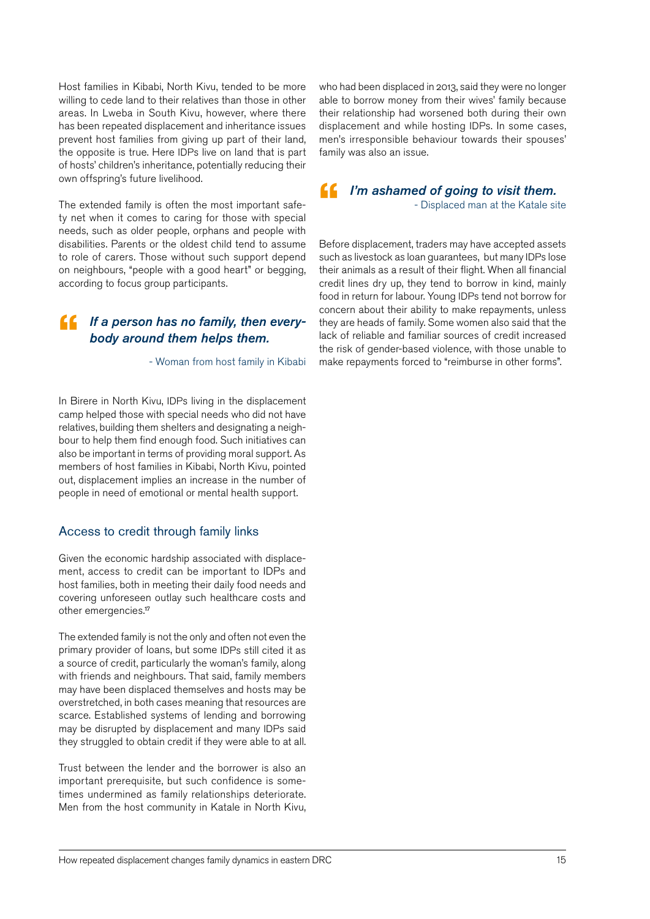Host families in Kibabi, North Kivu, tended to be more willing to cede land to their relatives than those in other areas. In Lweba in South Kivu, however, where there has been repeated displacement and inheritance issues prevent host families from giving up part of their land, the opposite is true. Here IDPs live on land that is part of hosts' children's inheritance, potentially reducing their own offspring's future livelihood.

The extended family is often the most important safety net when it comes to caring for those with special needs, such as older people, orphans and people with disabilities. Parents or the oldest child tend to assume to role of carers. Those without such support depend on neighbours, "people with a good heart" or begging, according to focus group participants.

> ***If a person has no family, then everybody around them helps them.***
>
> \- Woman from host family in Kibabi

In Birere in North Kivu, IDPs living in the displacement camp helped those with special needs who did not have relatives, building them shelters and designating a neighbour to help them find enough food. Such initiatives can also be important in terms of providing moral support. As members of host families in Kibabi, North Kivu, pointed out, displacement implies an increase in the number of people in need of emotional or mental health support.

### Access to credit through family links

Given the economic hardship associated with displacement, access to credit can be important to IDPs and host families, both in meeting their daily food needs and covering unforeseen outlay such healthcare costs and other emergencies.[17]

The extended family is not the only and often not even the primary provider of loans, but some IDPs still cited it as a source of credit, particularly the woman's family, along with friends and neighbours. That said, family members may have been displaced themselves and hosts may be overstretched, in both cases meaning that resources are scarce. Established systems of lending and borrowing may be disrupted by displacement and many IDPs said they struggled to obtain credit if they were able to at all.

Trust between the lender and the borrower is also an important prerequisite, but such confidence is sometimes undermined as family relationships deteriorate. Men from the host community in Katale in North Kivu, who had been displaced in 2013, said they were no longer able to borrow money from their wives' family because their relationship had worsened both during their own displacement and while hosting IDPs. In some cases, men's irresponsible behaviour towards their spouses' family was also an issue.

> ***I'm ashamed of going to visit them.***
>
> \- Displaced man at the Katale site

Before displacement, traders may have accepted assets such as livestock as loan guarantees, but many IDPs lose their animals as a result of their flight. When all financial credit lines dry up, they tend to borrow in kind, mainly food in return for labour. Young IDPs tend not borrow for concern about their ability to make repayments, unless they are heads of family. Some women also said that the lack of reliable and familiar sources of credit increased the risk of gender-based violence, with those unable to make repayments forced to "reimburse in other forms".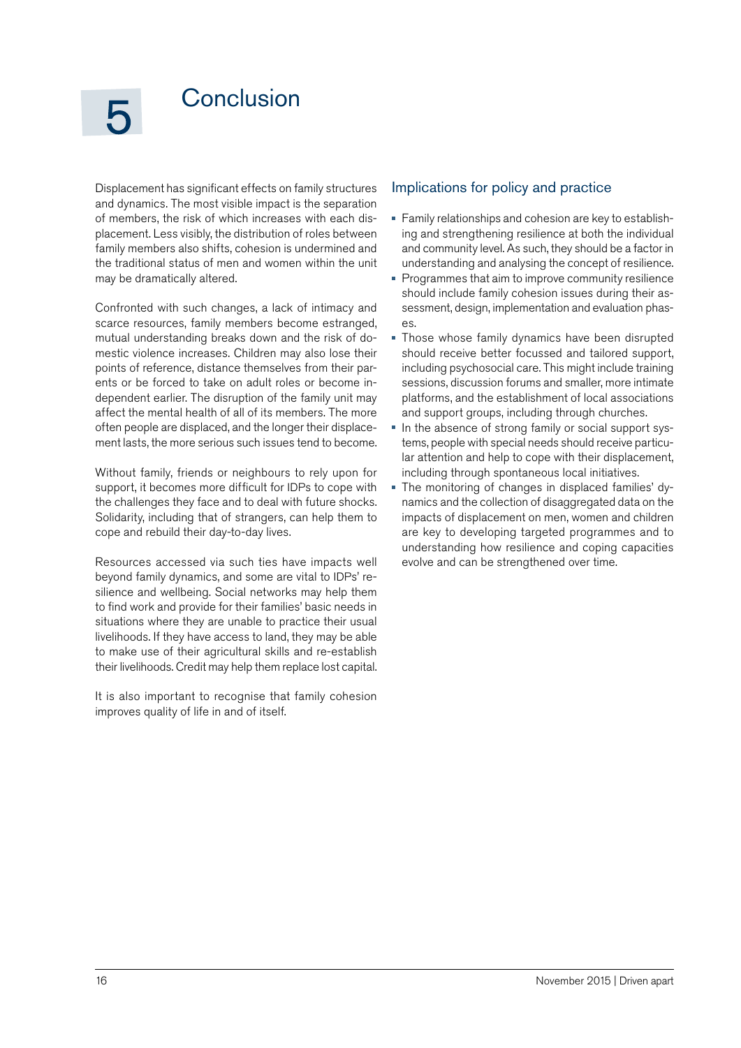# 5 Conclusion

Displacement has significant effects on family structures and dynamics. The most visible impact is the separation of members, the risk of which increases with each displacement. Less visibly, the distribution of roles between family members also shifts, cohesion is undermined and the traditional status of men and women within the unit may be dramatically altered.

Confronted with such changes, a lack of intimacy and scarce resources, family members become estranged, mutual understanding breaks down and the risk of domestic violence increases. Children may also lose their points of reference, distance themselves from their parents or be forced to take on adult roles or become independent earlier. The disruption of the family unit may affect the mental health of all of its members. The more often people are displaced, and the longer their displacement lasts, the more serious such issues tend to become.

Without family, friends or neighbours to rely upon for support, it becomes more difficult for IDPs to cope with the challenges they face and to deal with future shocks. Solidarity, including that of strangers, can help them to cope and rebuild their day-to-day lives.

Resources accessed via such ties have impacts well beyond family dynamics, and some are vital to IDPs' resilience and wellbeing. Social networks may help them to find work and provide for their families' basic needs in situations where they are unable to practice their usual livelihoods. If they have access to land, they may be able to make use of their agricultural skills and re-establish their livelihoods. Credit may help them replace lost capital.

It is also important to recognise that family cohesion improves quality of life in and of itself.

## Implications for policy and practice

- Family relationships and cohesion are key to establishing and strengthening resilience at both the individual and community level. As such, they should be a factor in understanding and analysing the concept of resilience.
- Programmes that aim to improve community resilience should include family cohesion issues during their assessment, design, implementation and evaluation phases.
- Those whose family dynamics have been disrupted should receive better focussed and tailored support, including psychosocial care. This might include training sessions, discussion forums and smaller, more intimate platforms, and the establishment of local associations and support groups, including through churches.
- In the absence of strong family or social support systems, people with special needs should receive particular attention and help to cope with their displacement, including through spontaneous local initiatives.
- The monitoring of changes in displaced families' dynamics and the collection of disaggregated data on the impacts of displacement on men, women and children are key to developing targeted programmes and to understanding how resilience and coping capacities evolve and can be strengthened over time.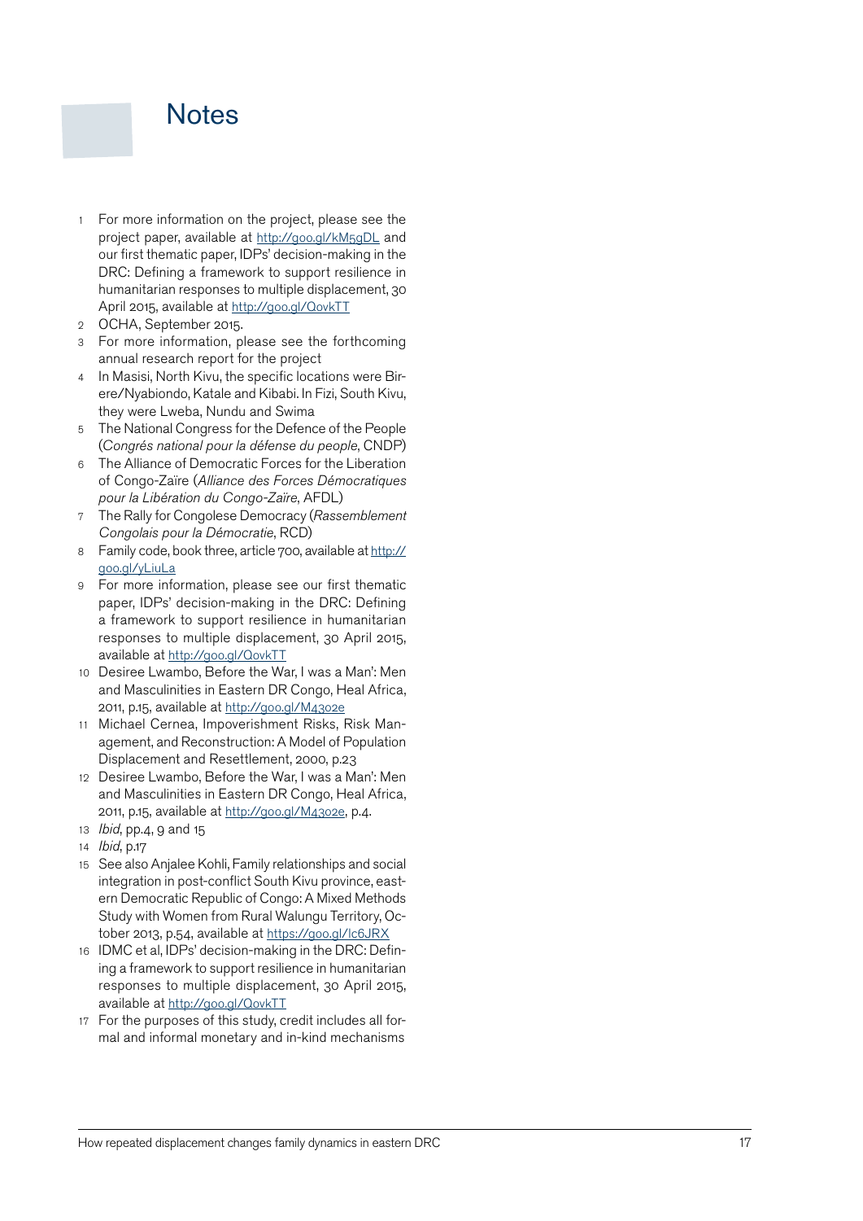# Notes

1. For more information on the project, please see the project paper, available at http://goo.gl/kM5gDL and our first thematic paper, IDPs' decision-making in the DRC: Defining a framework to support resilience in humanitarian responses to multiple displacement, 30 April 2015, available at http://goo.gl/QovkTT
2. OCHA, September 2015.
3. For more information, please see the forthcoming annual research report for the project
4. In Masisi, North Kivu, the specific locations were Birere/Nyabiondo, Katale and Kibabi. In Fizi, South Kivu, they were Lweba, Nundu and Swima
5. The National Congress for the Defence of the People (*Congrés national pour la défense du people*, CNDP)
6. The Alliance of Democratic Forces for the Liberation of Congo-Zaïre (*Alliance des Forces Démocratiques pour la Libération du Congo-Zaïre*, AFDL)
7. The Rally for Congolese Democracy (*Rassemblement Congolais pour la Démocratie*, RCD)
8. Family code, book three, article 700, available at http://goo.gl/yLiuLa
9. For more information, please see our first thematic paper, IDPs' decision-making in the DRC: Defining a framework to support resilience in humanitarian responses to multiple displacement, 30 April 2015, available at http://goo.gl/QovkTT
10. Desiree Lwambo, Before the War, I was a Man': Men and Masculinities in Eastern DR Congo, Heal Africa, 2011, p.15, available at http://goo.gl/M43o2e
11. Michael Cernea, Impoverishment Risks, Risk Management, and Reconstruction: A Model of Population Displacement and Resettlement, 2000, p.23
12. Desiree Lwambo, Before the War, I was a Man': Men and Masculinities in Eastern DR Congo, Heal Africa, 2011, p.15, available at http://goo.gl/M43o2e, p.4.
13. *Ibid*, pp.4, 9 and 15
14. *Ibid*, p.17
15. See also Anjalee Kohli, Family relationships and social integration in post-conflict South Kivu province, eastern Democratic Republic of Congo: A Mixed Methods Study with Women from Rural Walungu Territory, October 2013, p.54, available at https://goo.gl/lc6JRX
16. IDMC et al, IDPs' decision-making in the DRC: Defining a framework to support resilience in humanitarian responses to multiple displacement, 30 April 2015, available at http://goo.gl/QovkTT
17. For the purposes of this study, credit includes all formal and informal monetary and in-kind mechanisms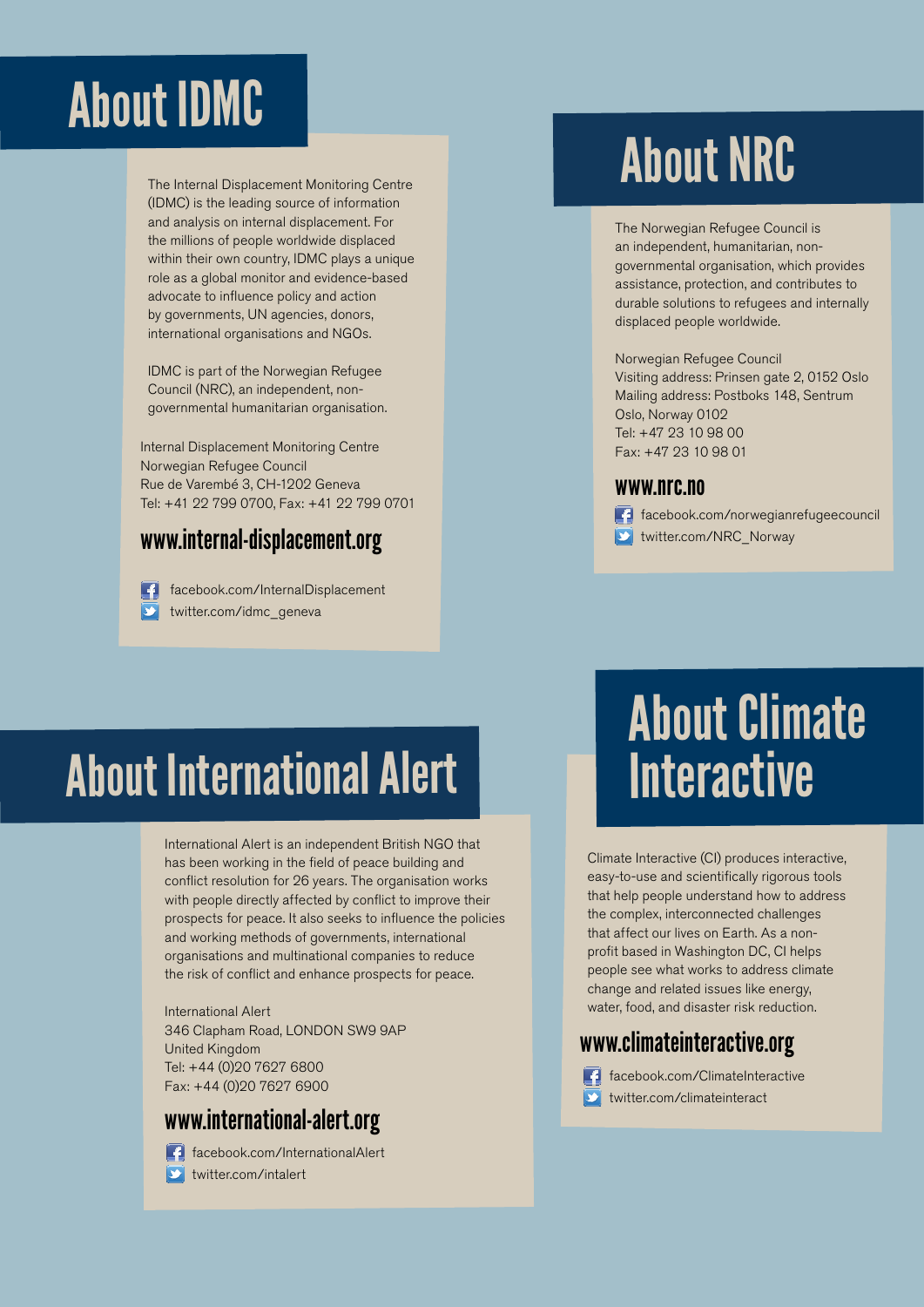# About IDMC

The Internal Displacement Monitoring Centre (IDMC) is the leading source of information and analysis on internal displacement. For the millions of people worldwide displaced within their own country, IDMC plays a unique role as a global monitor and evidence-based advocate to influence policy and action by governments, UN agencies, donors, international organisations and NGOs.

IDMC is part of the Norwegian Refugee Council (NRC), an independent, non-governmental humanitarian organisation.

Internal Displacement Monitoring Centre
Norwegian Refugee Council
Rue de Varembé 3, CH-1202 Geneva
Tel: +41 22 799 0700, Fax: +41 22 799 0701

## www.internal-displacement.org

facebook.com/InternalDisplacement
twitter.com/idmc_geneva

# About NRC

The Norwegian Refugee Council is an independent, humanitarian, non-governmental organisation, which provides assistance, protection, and contributes to durable solutions to refugees and internally displaced people worldwide.

Norwegian Refugee Council
Visiting address: Prinsen gate 2, 0152 Oslo
Mailing address: Postboks 148, Sentrum
Oslo, Norway 0102
Tel: +47 23 10 98 00
Fax: +47 23 10 98 01

## www.nrc.no

facebook.com/norwegianrefugeecouncil
twitter.com/NRC_Norway

# About International Alert

International Alert is an independent British NGO that has been working in the field of peace building and conflict resolution for 26 years. The organisation works with people directly affected by conflict to improve their prospects for peace. It also seeks to influence the policies and working methods of governments, international organisations and multinational companies to reduce the risk of conflict and enhance prospects for peace.

International Alert
346 Clapham Road, LONDON SW9 9AP
United Kingdom
Tel: +44 (0)20 7627 6800
Fax: +44 (0)20 7627 6900

## www.international-alert.org

facebook.com/InternationalAlert
twitter.com/intalert

# About Climate Interactive

Climate Interactive (CI) produces interactive, easy-to-use and scientifically rigorous tools that help people understand how to address the complex, interconnected challenges that affect our lives on Earth. As a non-profit based in Washington DC, CI helps people see what works to address climate change and related issues like energy, water, food, and disaster risk reduction.

## www.climateinteractive.org

facebook.com/ClimateInteractive
twitter.com/climateinteract